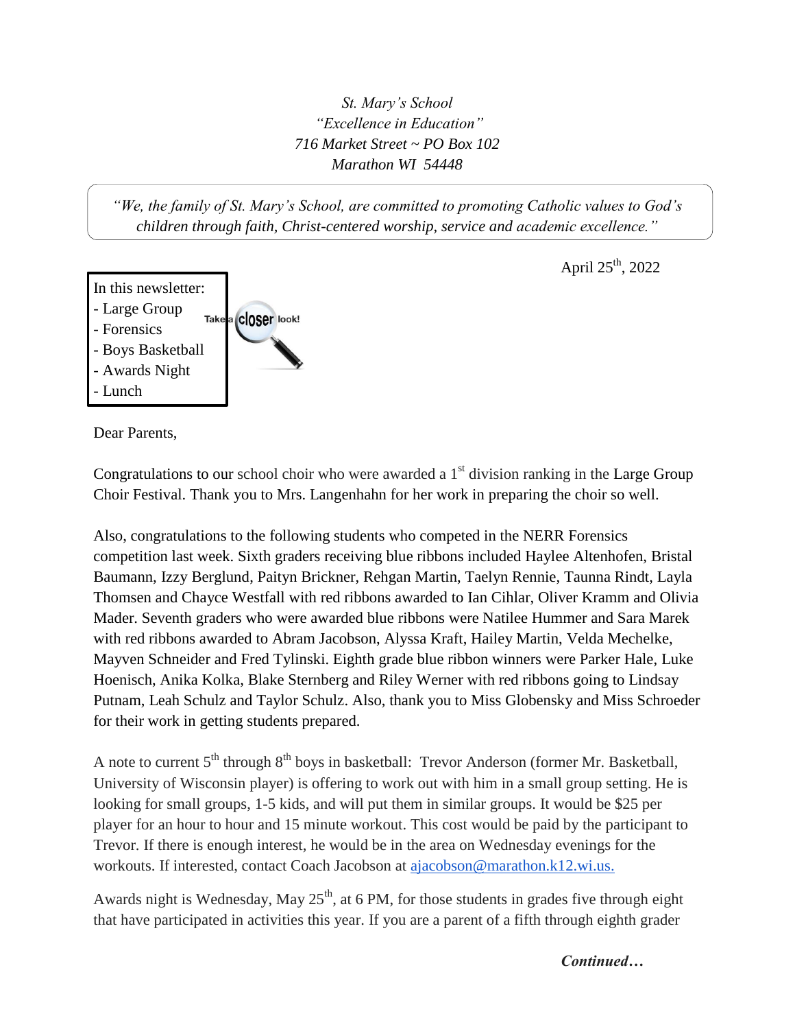*St. Mary's School*
*"Excellence in Education"*
*716 Market Street ~ PO Box 102*
*Marathon WI 54448*

*"We, the family of St. Mary's School, are committed to promoting Catholic values to God's children through faith, Christ-centered worship, service and academic excellence."*

April 25th, 2022

In this newsletter:
- Large Group
- Forensics
- Boys Basketball
- Awards Night
- Lunch

Take a closer look!

Dear Parents,

Congratulations to our school choir who were awarded a 1st division ranking in the Large Group Choir Festival. Thank you to Mrs. Langenhahn for her work in preparing the choir so well.

Also, congratulations to the following students who competed in the NERR Forensics competition last week. Sixth graders receiving blue ribbons included Haylee Altenhofen, Bristal Baumann, Izzy Berglund, Paityn Brickner, Rehgan Martin, Taelyn Rennie, Taunna Rindt, Layla Thomsen and Chayce Westfall with red ribbons awarded to Ian Cihlar, Oliver Kramm and Olivia Mader. Seventh graders who were awarded blue ribbons were Natilee Hummer and Sara Marek with red ribbons awarded to Abram Jacobson, Alyssa Kraft, Hailey Martin, Velda Mechelke, Mayven Schneider and Fred Tylinski. Eighth grade blue ribbon winners were Parker Hale, Luke Hoenisch, Anika Kolka, Blake Sternberg and Riley Werner with red ribbons going to Lindsay Putnam, Leah Schulz and Taylor Schulz. Also, thank you to Miss Globensky and Miss Schroeder for their work in getting students prepared.

A note to current 5th through 8th boys in basketball: Trevor Anderson (former Mr. Basketball, University of Wisconsin player) is offering to work out with him in a small group setting. He is looking for small groups, 1-5 kids, and will put them in similar groups. It would be $25 per player for an hour to hour and 15 minute workout. This cost would be paid by the participant to Trevor. If there is enough interest, he would be in the area on Wednesday evenings for the workouts. If interested, contact Coach Jacobson at [ajacobson@marathon.k12.wi.us.](mailto:ajacobson@marathon.k12.wi.us)

Awards night is Wednesday, May 25th, at 6 PM, for those students in grades five through eight that have participated in activities this year. If you are a parent of a fifth through eighth grader

***Continued…***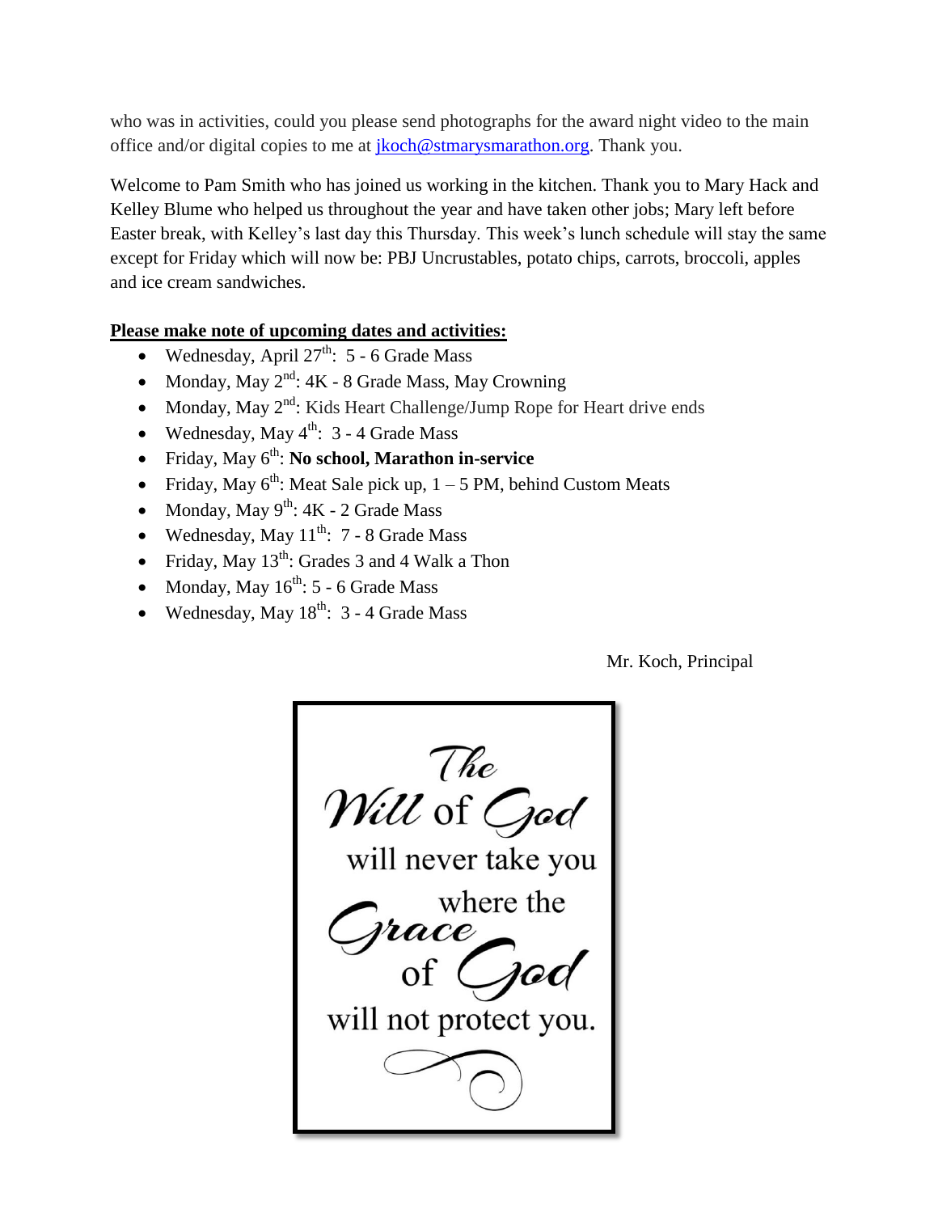who was in activities, could you please send photographs for the award night video to the main office and/or digital copies to me at jkoch@stmarysmarathon.org. Thank you.

Welcome to Pam Smith who has joined us working in the kitchen. Thank you to Mary Hack and Kelley Blume who helped us throughout the year and have taken other jobs; Mary left before Easter break, with Kelley's last day this Thursday. This week's lunch schedule will stay the same except for Friday which will now be: PBJ Uncrustables, potato chips, carrots, broccoli, apples and ice cream sandwiches.

**Please make note of upcoming dates and activities:**

- Wednesday, April 27th: 5 - 6 Grade Mass
- Monday, May 2nd: 4K - 8 Grade Mass, May Crowning
- Monday, May 2nd: Kids Heart Challenge/Jump Rope for Heart drive ends
- Wednesday, May 4th: 3 - 4 Grade Mass
- Friday, May 6th: **No school, Marathon in-service**
- Friday, May 6th: Meat Sale pick up, 1 – 5 PM, behind Custom Meats
- Monday, May 9th: 4K - 2 Grade Mass
- Wednesday, May 11th: 7 - 8 Grade Mass
- Friday, May 13th: Grades 3 and 4 Walk a Thon
- Monday, May 16th: 5 - 6 Grade Mass
- Wednesday, May 18th: 3 - 4 Grade Mass

Mr. Koch, Principal

The Will of God will never take you where the Grace of God will not protect you.